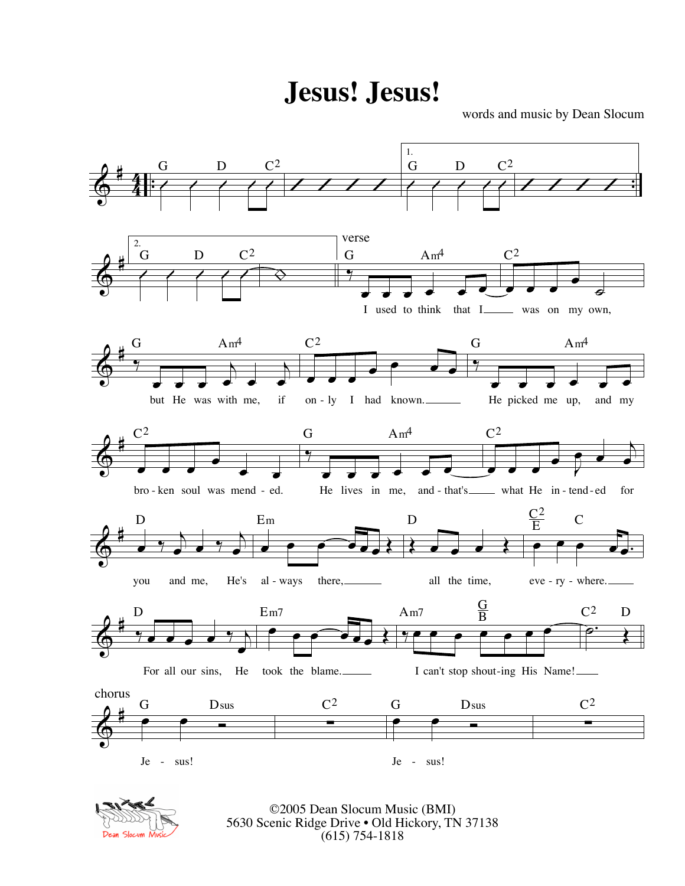# Jesus! Jesus!

words and music by Dean Slocum

verse

G Am4 C2
I used to think that I was on my own,

G Am4 C2
but He was with me, if only I had known.

G Am4 C2
He picked me up, and my broken soul was mended.

G Am4 C2
He lives in me, and that's what He intended for

D Em D C2/E C
you and me, He's always there, all the time, everywhere.

D Em7 Am7 G/B C2 D
For all our sins, He took the blame. I can't stop shouting His Name!

chorus

G Dsus C2 G Dsus C2
Je - sus! Je - sus!

©2005 Dean Slocum Music (BMI)
5630 Scenic Ridge Drive • Old Hickory, TN 37138
(615) 754-1818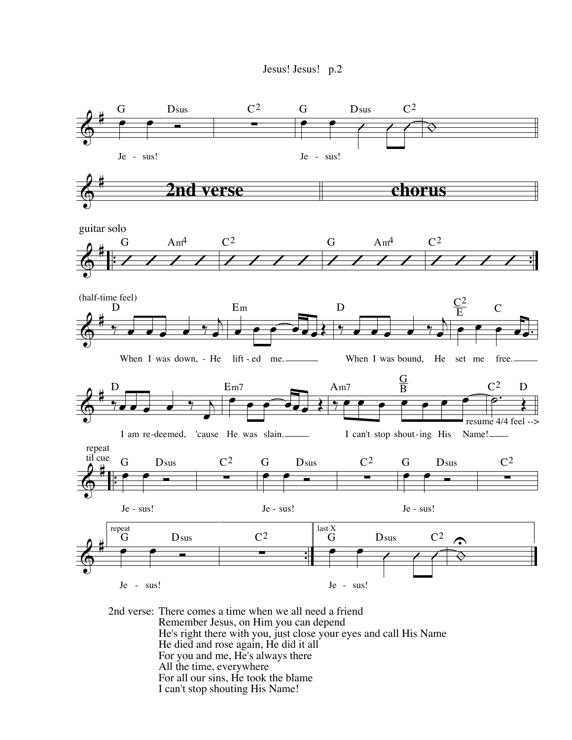Jesus! Jesus! p.2

G Dsus C2 G Dsus C2

Je - sus! Je - sus!

**2nd verse** **chorus**

guitar solo

G Am4 C2 G Am4 C2

(half-time feel)

D Em D C2/E C

When I was down, - He lift - ed me. When I was bound, He set me free.

D Em7 Am7 G/B C2 D

I am re-deemed, 'cause He was slain. I can't stop shout-ing His Name!

resume 4/4 feel -->

repeat til cue

G Dsus C2 G Dsus C2 G Dsus C2

Je - sus! Je - sus! Je - sus!

repeat

G Dsus C2

Je - sus!

last X

G Dsus C2

Je - sus!

2nd verse: There comes a time when we all need a friend
Remember Jesus, on Him you can depend
He's right there with you, just close your eyes and call His Name
He died and rose again, He did it all
For you and me, He's always there
All the time, everywhere
For all our sins, He took the blame
I can't stop shouting His Name!